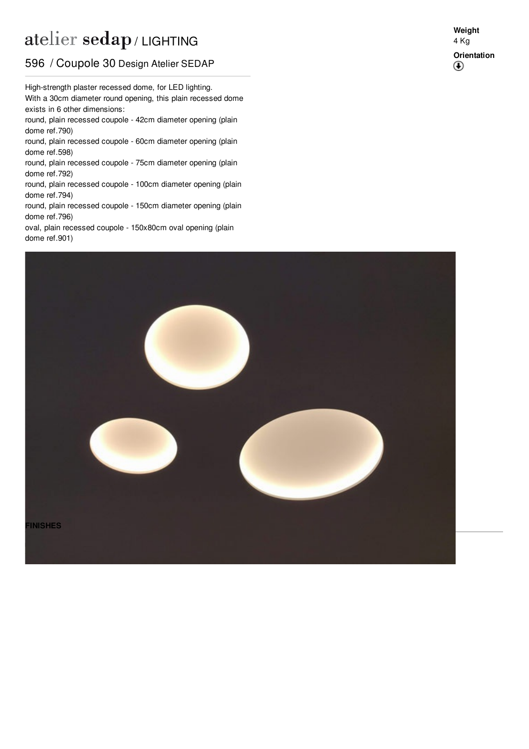# atelier sedap / LIGHTING

## 596 / Coupole 30 Design Atelier SEDAP

**Weight**
4 Kg

**Orientation**

High-strength plaster recessed dome, for LED lighting.
With a 30cm diameter round opening, this plain recessed dome exists in 6 other dimensions:
round, plain recessed coupole - 42cm diameter opening (plain dome ref.790)
round, plain recessed coupole - 60cm diameter opening (plain dome ref.598)
round, plain recessed coupole - 75cm diameter opening (plain dome ref.792)
round, plain recessed coupole - 100cm diameter opening (plain dome ref.794)
round, plain recessed coupole - 150cm diameter opening (plain dome ref.796)
oval, plain recessed coupole - 150x80cm oval opening (plain dome ref.901)

**FINISHES**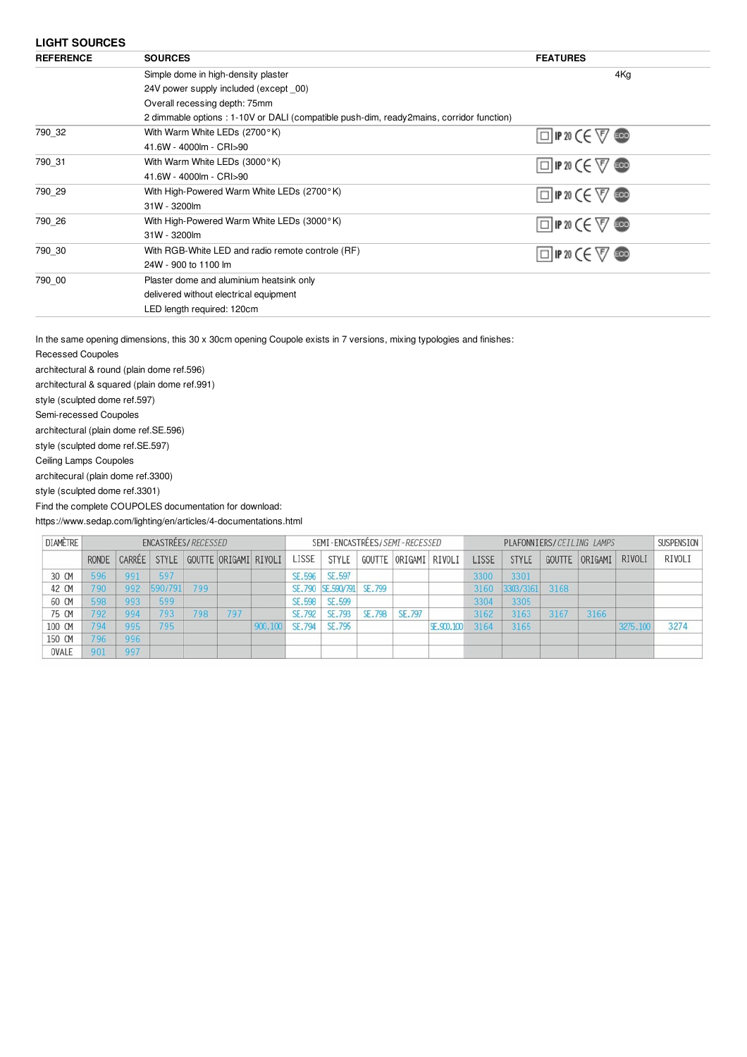## LIGHT SOURCES

| REFERENCE | SOURCES | FEATURES |
|---|---|---|
| | Simple dome in high-density plaster<br>24V power supply included (except _00)<br>Overall recessing depth: 75mm<br>2 dimmable options : 1-10V or DALI (compatible push-dim, ready2mains, corridor function) | 4Kg |
| 790_32 | With Warm White LEDs (2700°K)<br>41.6W - 4000lm - CRI>90 | IP 20 |
| 790_31 | With Warm White LEDs (3000°K)<br>41.6W - 4000lm - CRI>90 | IP 20 |
| 790_29 | With High-Powered Warm White LEDs (2700°K)<br>31W - 3200lm | IP 20 |
| 790_26 | With High-Powered Warm White LEDs (3000°K)<br>31W - 3200lm | IP 20 |
| 790_30 | With RGB-White LED and radio remote controle (RF)<br>24W - 900 to 1100 lm | IP 20 |
| 790_00 | Plaster dome and aluminium heatsink only<br>delivered without electrical equipment<br>LED length required: 120cm | |

In the same opening dimensions, this 30 x 30cm opening Coupole exists in 7 versions, mixing typologies and finishes:

Recessed Coupoles

architectural & round (plain dome ref.596)

architectural & squared (plain dome ref.991)

style (sculpted dome ref.597)

Semi-recessed Coupoles

architectural (plain dome ref.SE.596)

style (sculpted dome ref.SE.597)

Ceiling Lamps Coupoles

architecural (plain dome ref.3300)

style (sculpted dome ref.3301)

Find the complete COUPOLES documentation for download:

https://www.sedap.com/lighting/en/articles/4-documentations.html

| DIAMÈTRE | ENCASTRÉES/*RECESSED* | | | | | | SEMI-ENCASTRÉES/*SEMI-RECESSED* | | | | | PLAFONNIERS/*CEILING LAMPS* | | | | | SUSPENSION |
|---|---|---|---|---|---|---|---|---|---|---|---|---|---|---|---|---|---|
| | RONDE | CARRÉE | STYLE | GOUTTE | ORIGAMI | RIVOLI | LISSE | STYLE | GOUTTE | ORIGAMI | RIVOLI | LISSE | STYLE | GOUTTE | ORIGAMI | RIVOLI | RIVOLI |
| 30 CM | 596 | 991 | 597 | | | | SE.596 | SE.597 | | | | 3300 | 3301 | | | | |
| 42 CM | 790 | 992 | 590/791 | 799 | | | SE.790 | SE.590/791 | SE.799 | | | 3160 | 3303/3161 | 3168 | | | |
| 60 CM | 598 | 993 | 599 | | | | SE.598 | SE.599 | | | | 3304 | 3305 | | | | |
| 75 CM | 792 | 994 | 793 | 798 | 797 | | SE.792 | SE.793 | SE.798 | SE.797 | | 3162 | 3163 | 3167 | 3166 | | |
| 100 CM | 794 | 995 | 795 | | | 900.100 | SE.794 | SE.795 | | | SE.900.100 | 3164 | 3165 | | | 3275.100 | 3274 |
| 150 CM | 796 | 996 | | | | | | | | | | | | | | | |
| OVALE | 901 | 997 | | | | | | | | | | | | | | | |